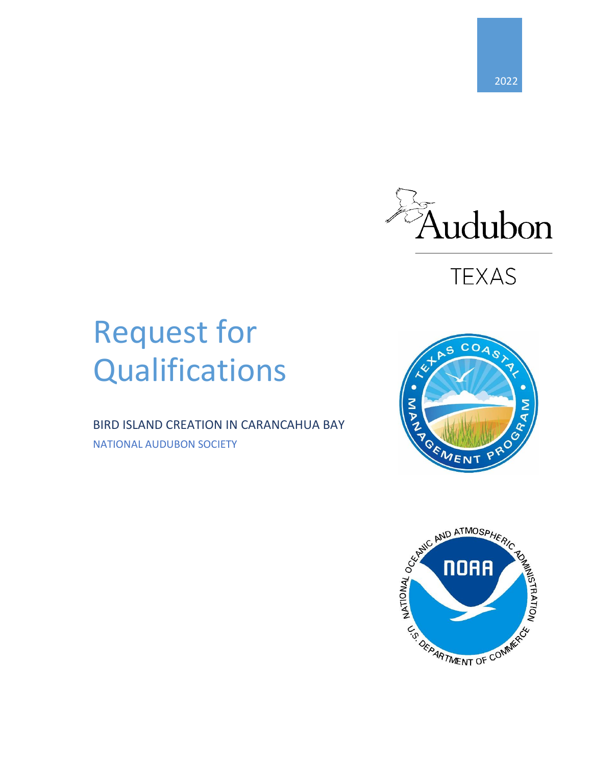2022

Audubon

TEXAS

# Request for Qualifications

BIRD ISLAND CREATION IN CARANCAHUA BAY

NATIONAL AUDUBON SOCIETY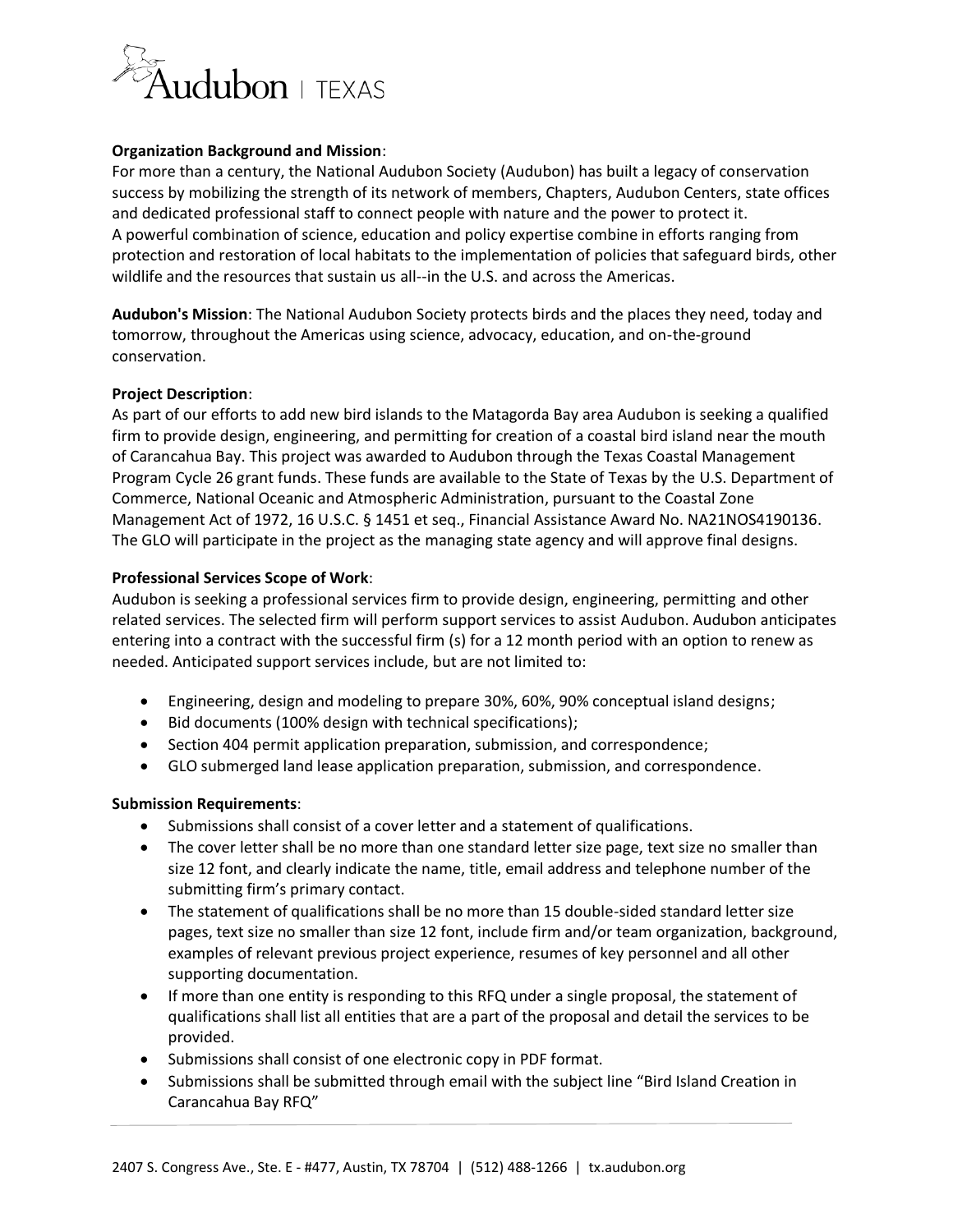**Organization Background and Mission**:
For more than a century, the National Audubon Society (Audubon) has built a legacy of conservation success by mobilizing the strength of its network of members, Chapters, Audubon Centers, state offices and dedicated professional staff to connect people with nature and the power to protect it. A powerful combination of science, education and policy expertise combine in efforts ranging from protection and restoration of local habitats to the implementation of policies that safeguard birds, other wildlife and the resources that sustain us all--in the U.S. and across the Americas.

**Audubon's Mission**: The National Audubon Society protects birds and the places they need, today and tomorrow, throughout the Americas using science, advocacy, education, and on-the-ground conservation.

**Project Description**:
As part of our efforts to add new bird islands to the Matagorda Bay area Audubon is seeking a qualified firm to provide design, engineering, and permitting for creation of a coastal bird island near the mouth of Carancahua Bay. This project was awarded to Audubon through the Texas Coastal Management Program Cycle 26 grant funds. These funds are available to the State of Texas by the U.S. Department of Commerce, National Oceanic and Atmospheric Administration, pursuant to the Coastal Zone Management Act of 1972, 16 U.S.C. § 1451 et seq., Financial Assistance Award No. NA21NOS4190136. The GLO will participate in the project as the managing state agency and will approve final designs.

**Professional Services Scope of Work**:
Audubon is seeking a professional services firm to provide design, engineering, permitting and other related services. The selected firm will perform support services to assist Audubon. Audubon anticipates entering into a contract with the successful firm (s) for a 12 month period with an option to renew as needed. Anticipated support services include, but are not limited to:

- Engineering, design and modeling to prepare 30%, 60%, 90% conceptual island designs;
- Bid documents (100% design with technical specifications);
- Section 404 permit application preparation, submission, and correspondence;
- GLO submerged land lease application preparation, submission, and correspondence.

**Submission Requirements**:

- Submissions shall consist of a cover letter and a statement of qualifications.
- The cover letter shall be no more than one standard letter size page, text size no smaller than size 12 font, and clearly indicate the name, title, email address and telephone number of the submitting firm's primary contact.
- The statement of qualifications shall be no more than 15 double-sided standard letter size pages, text size no smaller than size 12 font, include firm and/or team organization, background, examples of relevant previous project experience, resumes of key personnel and all other supporting documentation.
- If more than one entity is responding to this RFQ under a single proposal, the statement of qualifications shall list all entities that are a part of the proposal and detail the services to be provided.
- Submissions shall consist of one electronic copy in PDF format.
- Submissions shall be submitted through email with the subject line "Bird Island Creation in Carancahua Bay RFQ"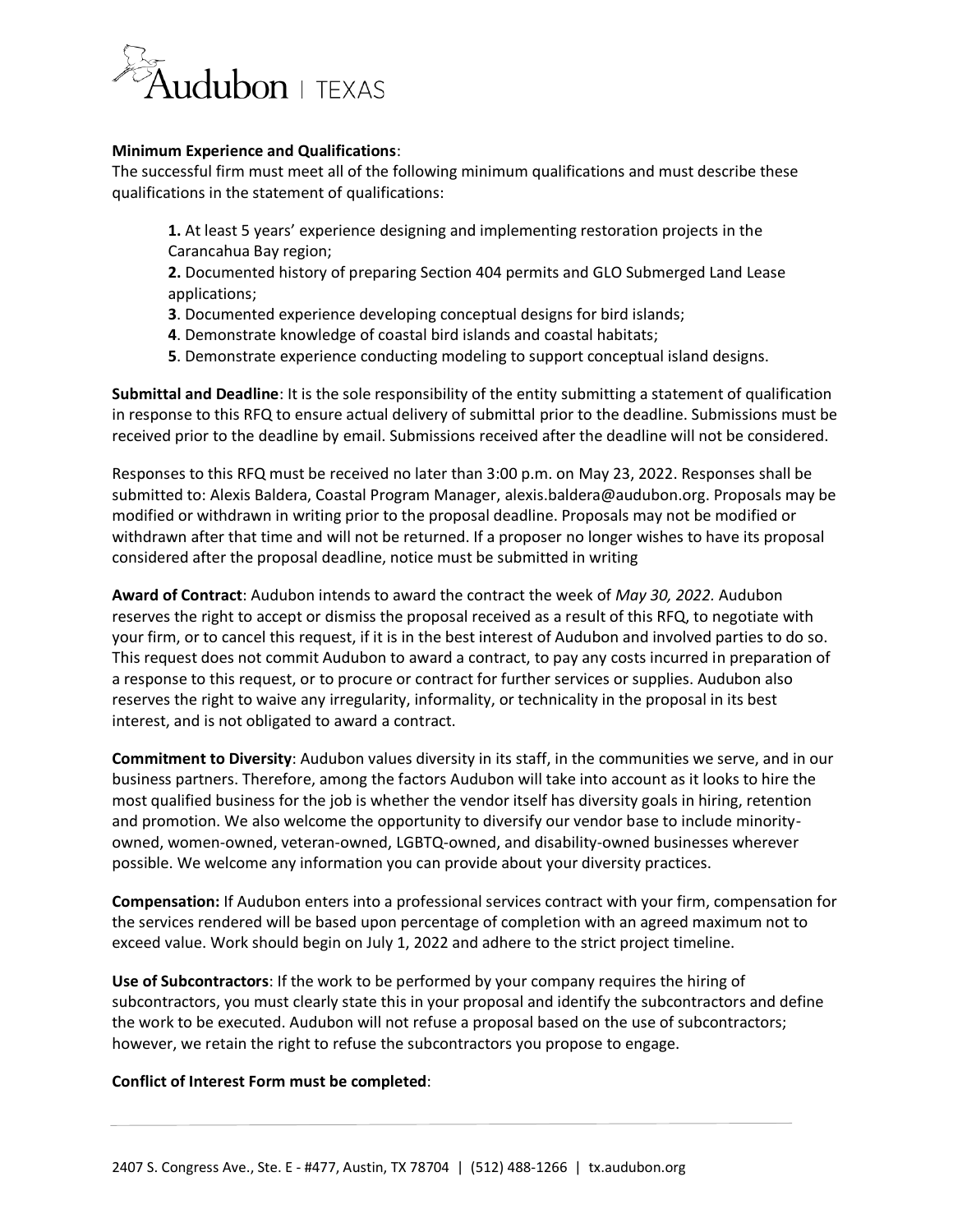**Minimum Experience and Qualifications**:
The successful firm must meet all of the following minimum qualifications and must describe these qualifications in the statement of qualifications:

**1.** At least 5 years' experience designing and implementing restoration projects in the Carancahua Bay region;
**2.** Documented history of preparing Section 404 permits and GLO Submerged Land Lease applications;
**3**. Documented experience developing conceptual designs for bird islands;
**4**. Demonstrate knowledge of coastal bird islands and coastal habitats;
**5**. Demonstrate experience conducting modeling to support conceptual island designs.

**Submittal and Deadline**: It is the sole responsibility of the entity submitting a statement of qualification in response to this RFQ to ensure actual delivery of submittal prior to the deadline. Submissions must be received prior to the deadline by email. Submissions received after the deadline will not be considered.

Responses to this RFQ must be received no later than 3:00 p.m. on May 23, 2022. Responses shall be submitted to: Alexis Baldera, Coastal Program Manager, alexis.baldera@audubon.org. Proposals may be modified or withdrawn in writing prior to the proposal deadline. Proposals may not be modified or withdrawn after that time and will not be returned. If a proposer no longer wishes to have its proposal considered after the proposal deadline, notice must be submitted in writing

**Award of Contract**: Audubon intends to award the contract the week of *May 30, 2022.* Audubon reserves the right to accept or dismiss the proposal received as a result of this RFQ, to negotiate with your firm, or to cancel this request, if it is in the best interest of Audubon and involved parties to do so. This request does not commit Audubon to award a contract, to pay any costs incurred in preparation of a response to this request, or to procure or contract for further services or supplies. Audubon also reserves the right to waive any irregularity, informality, or technicality in the proposal in its best interest, and is not obligated to award a contract.

**Commitment to Diversity**: Audubon values diversity in its staff, in the communities we serve, and in our business partners. Therefore, among the factors Audubon will take into account as it looks to hire the most qualified business for the job is whether the vendor itself has diversity goals in hiring, retention and promotion. We also welcome the opportunity to diversify our vendor base to include minority-owned, women-owned, veteran-owned, LGBTQ-owned, and disability-owned businesses wherever possible. We welcome any information you can provide about your diversity practices.

**Compensation:** If Audubon enters into a professional services contract with your firm, compensation for the services rendered will be based upon percentage of completion with an agreed maximum not to exceed value. Work should begin on July 1, 2022 and adhere to the strict project timeline.

**Use of Subcontractors**: If the work to be performed by your company requires the hiring of subcontractors, you must clearly state this in your proposal and identify the subcontractors and define the work to be executed. Audubon will not refuse a proposal based on the use of subcontractors; however, we retain the right to refuse the subcontractors you propose to engage.

**Conflict of Interest Form must be completed**: